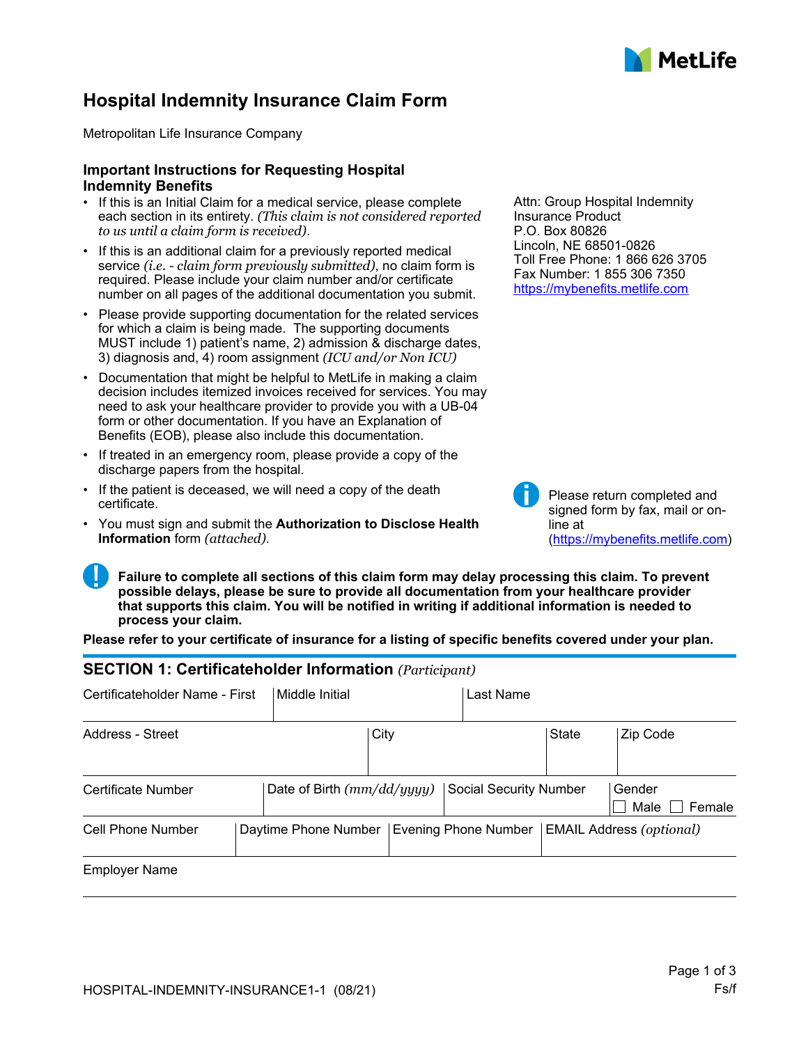# Hospital Indemnity Insurance Claim Form

Metropolitan Life Insurance Company

### Important Instructions for Requesting Hospital Indemnity Benefits

- If this is an Initial Claim for a medical service, please complete each section in its entirety. *(This claim is not considered reported to us until a claim form is received).*
- If this is an additional claim for a previously reported medical service *(i.e. - claim form previously submitted)*, no claim form is required. Please include your claim number and/or certificate number on all pages of the additional documentation you submit.
- Please provide supporting documentation for the related services for which a claim is being made. The supporting documents MUST include 1) patient's name, 2) admission & discharge dates, 3) diagnosis and, 4) room assignment *(ICU and/or Non ICU)*
- Documentation that might be helpful to MetLife in making a claim decision includes itemized invoices received for services. You may need to ask your healthcare provider to provide you with a UB-04 form or other documentation. If you have an Explanation of Benefits (EOB), please also include this documentation.
- If treated in an emergency room, please provide a copy of the discharge papers from the hospital.
- If the patient is deceased, we will need a copy of the death certificate.
- You must sign and submit the **Authorization to Disclose Health Information** form *(attached).*

Attn: Group Hospital Indemnity Insurance Product
P.O. Box 80826
Lincoln, NE 68501-0826
Toll Free Phone: 1 866 626 3705
Fax Number: 1 855 306 7350
https://mybenefits.metlife.com

Please return completed and signed form by fax, mail or on-line at (https://mybenefits.metlife.com)

**Failure to complete all sections of this claim form may delay processing this claim. To prevent possible delays, please be sure to provide all documentation from your healthcare provider that supports this claim. You will be notified in writing if additional information is needed to process your claim.**

**Please refer to your certificate of insurance for a listing of specific benefits covered under your plan.**

## SECTION 1: Certificateholder Information *(Participant)*

| Certificateholder Name - First | Middle Initial | Last Name | |
|---|---|---|---|
| | | | |

| Address - Street | City | State | Zip Code |
|---|---|---|---|
| | | | |

| Certificate Number | Date of Birth *(mm/dd/yyyy)* | Social Security Number | Gender ☐ Male ☐ Female |
|---|---|---|---|
| | | | |

| Cell Phone Number | Daytime Phone Number | Evening Phone Number | EMAIL Address *(optional)* |
|---|---|---|---|
| | | | |

| Employer Name |
|---|
| |

HOSPITAL-INDEMNITY-INSURANCE1-1 (08/21)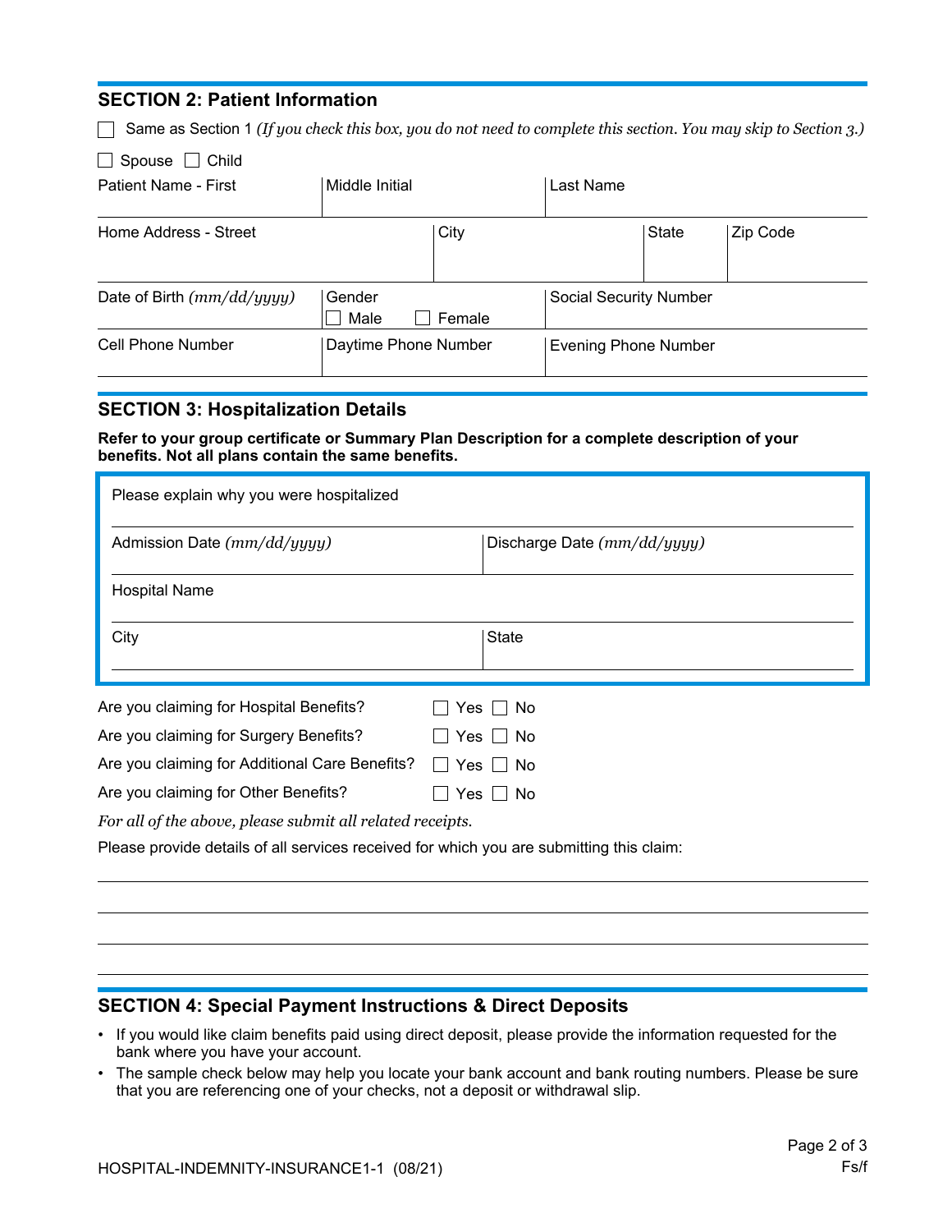## SECTION 2: Patient Information

☐ Same as Section 1 *(If you check this box, you do not need to complete this section. You may skip to Section 3.)*

☐ Spouse ☐ Child

| Patient Name - First | Middle Initial | Last Name | |
|---|---|---|---|
| | | | |

| Home Address - Street | City | State | Zip Code |
|---|---|---|---|
| | | | |

| Date of Birth *(mm/dd/yyyy)* | Gender ☐ Male ☐ Female | Social Security Number |
|---|---|---|
| | | |

| Cell Phone Number | Daytime Phone Number | Evening Phone Number |
|---|---|---|
| | | |

## SECTION 3: Hospitalization Details

**Refer to your group certificate or Summary Plan Description for a complete description of your benefits. Not all plans contain the same benefits.**

| Please explain why you were hospitalized | |
|---|---|
| Admission Date *(mm/dd/yyyy)* | Discharge Date *(mm/dd/yyyy)* |
| Hospital Name | |
| City | State |

Are you claiming for Hospital Benefits? ☐ Yes ☐ No

Are you claiming for Surgery Benefits? ☐ Yes ☐ No

Are you claiming for Additional Care Benefits? ☐ Yes ☐ No

Are you claiming for Other Benefits? ☐ Yes ☐ No

*For all of the above, please submit all related receipts.*

Please provide details of all services received for which you are submitting this claim:

______________________________________________________________________

______________________________________________________________________

______________________________________________________________________

## SECTION 4: Special Payment Instructions & Direct Deposits

- If you would like claim benefits paid using direct deposit, please provide the information requested for the bank where you have your account.
- The sample check below may help you locate your bank account and bank routing numbers. Please be sure that you are referencing one of your checks, not a deposit or withdrawal slip.

HOSPITAL-INDEMNITY-INSURANCE1-1 (08/21)

Fs/f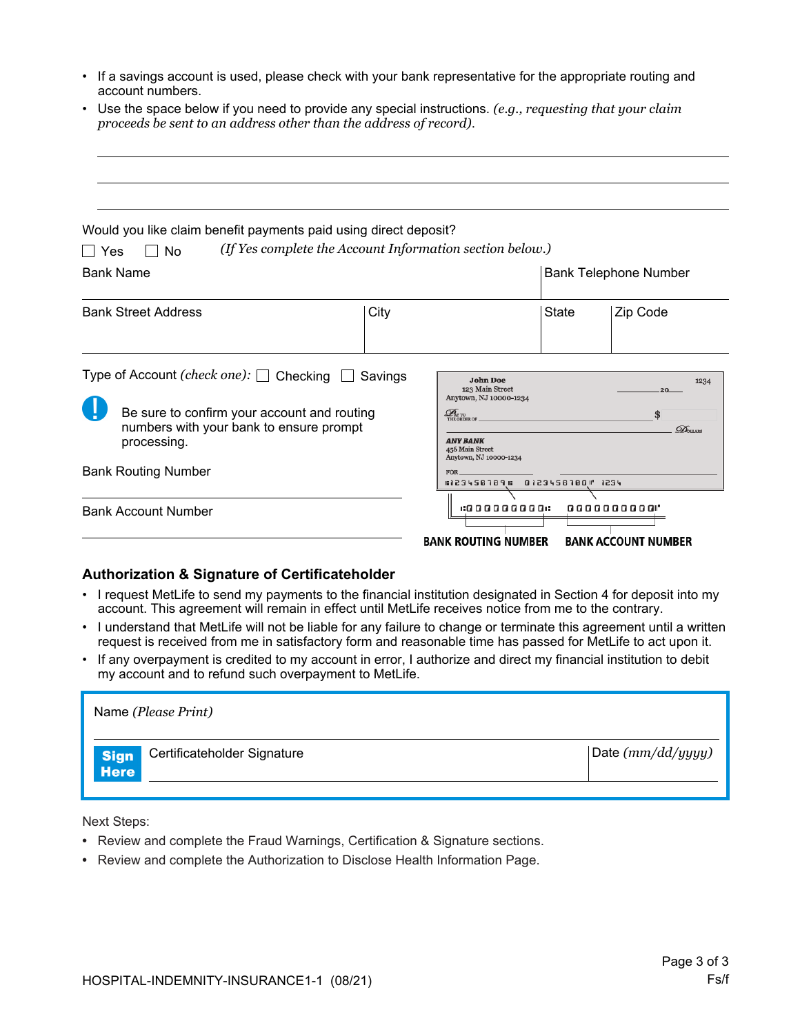- If a savings account is used, please check with your bank representative for the appropriate routing and account numbers.
- Use the space below if you need to provide any special instructions. *(e.g., requesting that your claim proceeds be sent to an address other than the address of record).*

\_\_\_\_\_\_\_\_\_\_\_\_\_\_\_\_\_\_\_\_\_\_\_\_\_\_\_\_\_\_\_\_\_\_\_\_\_\_\_\_\_\_\_\_\_\_\_\_\_\_\_\_\_\_\_\_\_\_\_\_

\_\_\_\_\_\_\_\_\_\_\_\_\_\_\_\_\_\_\_\_\_\_\_\_\_\_\_\_\_\_\_\_\_\_\_\_\_\_\_\_\_\_\_\_\_\_\_\_\_\_\_\_\_\_\_\_\_\_\_\_

\_\_\_\_\_\_\_\_\_\_\_\_\_\_\_\_\_\_\_\_\_\_\_\_\_\_\_\_\_\_\_\_\_\_\_\_\_\_\_\_\_\_\_\_\_\_\_\_\_\_\_\_\_\_\_\_\_\_\_\_

Would you like claim benefit payments paid using direct deposit?

☐ Yes ☐ No *(If Yes complete the Account Information section below.)*

| Bank Name | | Bank Telephone Number | |
|---|---|---|---|
| **Bank Street Address** | **City** | **State** | **Zip Code** |
| | | | |

Type of Account *(check one)*: ☐ Checking ☐ Savings

**!** Be sure to confirm your account and routing numbers with your bank to ensure prompt processing.

Bank Routing Number \_\_\_\_\_\_\_\_\_\_\_\_\_\_\_\_\_\_\_\_\_\_\_\_\_\_\_\_\_\_

Bank Account Number \_\_\_\_\_\_\_\_\_\_\_\_\_\_\_\_\_\_\_\_\_\_\_\_\_\_\_\_\_\_

John Doe
123 Main Street
Anytown, NJ 10000-1234

1234

20\_\_

Pay to the order of \_\_\_\_\_\_\_\_\_\_ $

Dollars

ANY BANK
456 Main Street
Anytown, NJ 10000-1234

FOR

⑆000000000⑆ 0000000000⑈

BANK ROUTING NUMBER BANK ACCOUNT NUMBER

## Authorization & Signature of Certificateholder

- I request MetLife to send my payments to the financial institution designated in Section 4 for deposit into my account. This agreement will remain in effect until MetLife receives notice from me to the contrary.
- I understand that MetLife will not be liable for any failure to change or terminate this agreement until a written request is received from me in satisfactory form and reasonable time has passed for MetLife to act upon it.
- If any overpayment is credited to my account in error, I authorize and direct my financial institution to debit my account and to refund such overpayment to MetLife.

| Name *(Please Print)* | |
|---|---|
| **Sign Here** Certificateholder Signature | Date *(mm/dd/yyyy)* |

Next Steps:

- Review and complete the Fraud Warnings, Certification & Signature sections.
- Review and complete the Authorization to Disclose Health Information Page.

HOSPITAL-INDEMNITY-INSURANCE1-1 (08/21)

Fs/f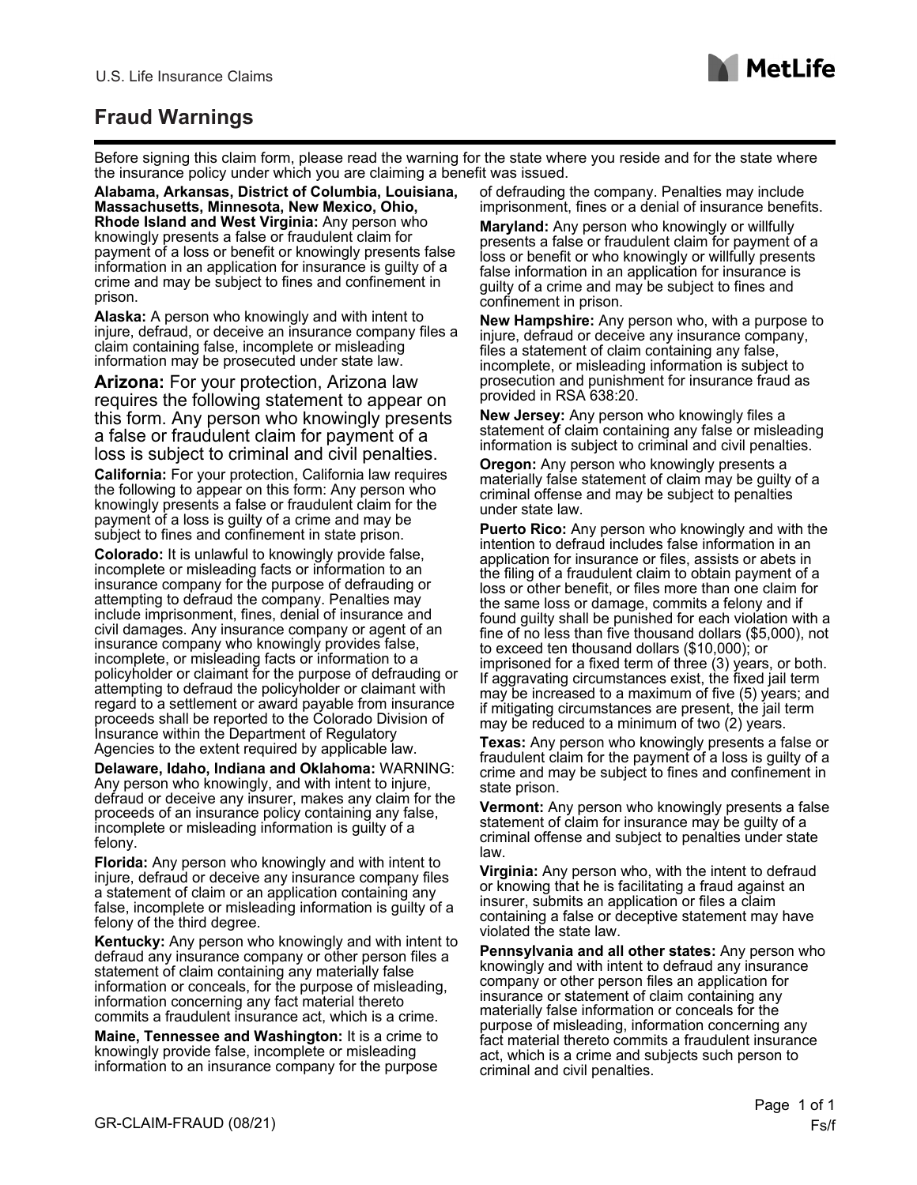U.S. Life Insurance Claims

# Fraud Warnings

Before signing this claim form, please read the warning for the state where you reside and for the state where the insurance policy under which you are claiming a benefit was issued.

**Alabama, Arkansas, District of Columbia, Louisiana, Massachusetts, Minnesota, New Mexico, Ohio, Rhode Island and West Virginia:** Any person who knowingly presents a false or fraudulent claim for payment of a loss or benefit or knowingly presents false information in an application for insurance is guilty of a crime and may be subject to fines and confinement in prison.

**Alaska:** A person who knowingly and with intent to injure, defraud, or deceive an insurance company files a claim containing false, incomplete or misleading information may be prosecuted under state law.

**Arizona:** For your protection, Arizona law requires the following statement to appear on this form. Any person who knowingly presents a false or fraudulent claim for payment of a loss is subject to criminal and civil penalties.

**California:** For your protection, California law requires the following to appear on this form: Any person who knowingly presents a false or fraudulent claim for the payment of a loss is guilty of a crime and may be subject to fines and confinement in state prison.

**Colorado:** It is unlawful to knowingly provide false, incomplete or misleading facts or information to an insurance company for the purpose of defrauding or attempting to defraud the company. Penalties may include imprisonment, fines, denial of insurance and civil damages. Any insurance company or agent of an insurance company who knowingly provides false, incomplete, or misleading facts or information to a policyholder or claimant for the purpose of defrauding or attempting to defraud the policyholder or claimant with regard to a settlement or award payable from insurance proceeds shall be reported to the Colorado Division of Insurance within the Department of Regulatory Agencies to the extent required by applicable law.

**Delaware, Idaho, Indiana and Oklahoma:** WARNING: Any person who knowingly, and with intent to injure, defraud or deceive any insurer, makes any claim for the proceeds of an insurance policy containing any false, incomplete or misleading information is guilty of a felony.

**Florida:** Any person who knowingly and with intent to injure, defraud or deceive any insurance company files a statement of claim or an application containing any false, incomplete or misleading information is guilty of a felony of the third degree.

**Kentucky:** Any person who knowingly and with intent to defraud any insurance company or other person files a statement of claim containing any materially false information or conceals, for the purpose of misleading, information concerning any fact material thereto commits a fraudulent insurance act, which is a crime.

**Maine, Tennessee and Washington:** It is a crime to knowingly provide false, incomplete or misleading information to an insurance company for the purpose of defrauding the company. Penalties may include imprisonment, fines or a denial of insurance benefits.

**Maryland:** Any person who knowingly or willfully presents a false or fraudulent claim for payment of a loss or benefit or who knowingly or willfully presents false information in an application for insurance is guilty of a crime and may be subject to fines and confinement in prison.

**New Hampshire:** Any person who, with a purpose to injure, defraud or deceive any insurance company, files a statement of claim containing any false, incomplete, or misleading information is subject to prosecution and punishment for insurance fraud as provided in RSA 638:20.

**New Jersey:** Any person who knowingly files a statement of claim containing any false or misleading information is subject to criminal and civil penalties.

**Oregon:** Any person who knowingly presents a materially false statement of claim may be guilty of a criminal offense and may be subject to penalties under state law.

**Puerto Rico:** Any person who knowingly and with the intention to defraud includes false information in an application for insurance or files, assists or abets in the filing of a fraudulent claim to obtain payment of a loss or other benefit, or files more than one claim for the same loss or damage, commits a felony and if found guilty shall be punished for each violation with a fine of no less than five thousand dollars ($5,000), not to exceed ten thousand dollars ($10,000); or imprisoned for a fixed term of three (3) years, or both. If aggravating circumstances exist, the fixed jail term may be increased to a maximum of five (5) years; and if mitigating circumstances are present, the jail term may be reduced to a minimum of two (2) years.

**Texas:** Any person who knowingly presents a false or fraudulent claim for the payment of a loss is guilty of a crime and may be subject to fines and confinement in state prison.

**Vermont:** Any person who knowingly presents a false statement of claim for insurance may be guilty of a criminal offense and subject to penalties under state law.

**Virginia:** Any person who, with the intent to defraud or knowing that he is facilitating a fraud against an insurer, submits an application or files a claim containing a false or deceptive statement may have violated the state law.

**Pennsylvania and all other states:** Any person who knowingly and with intent to defraud any insurance company or other person files an application for insurance or statement of claim containing any materially false information or conceals for the purpose of misleading, information concerning any fact material thereto commits a fraudulent insurance act, which is a crime and subjects such person to criminal and civil penalties.

GR-CLAIM-FRAUD (08/21)

Fs/f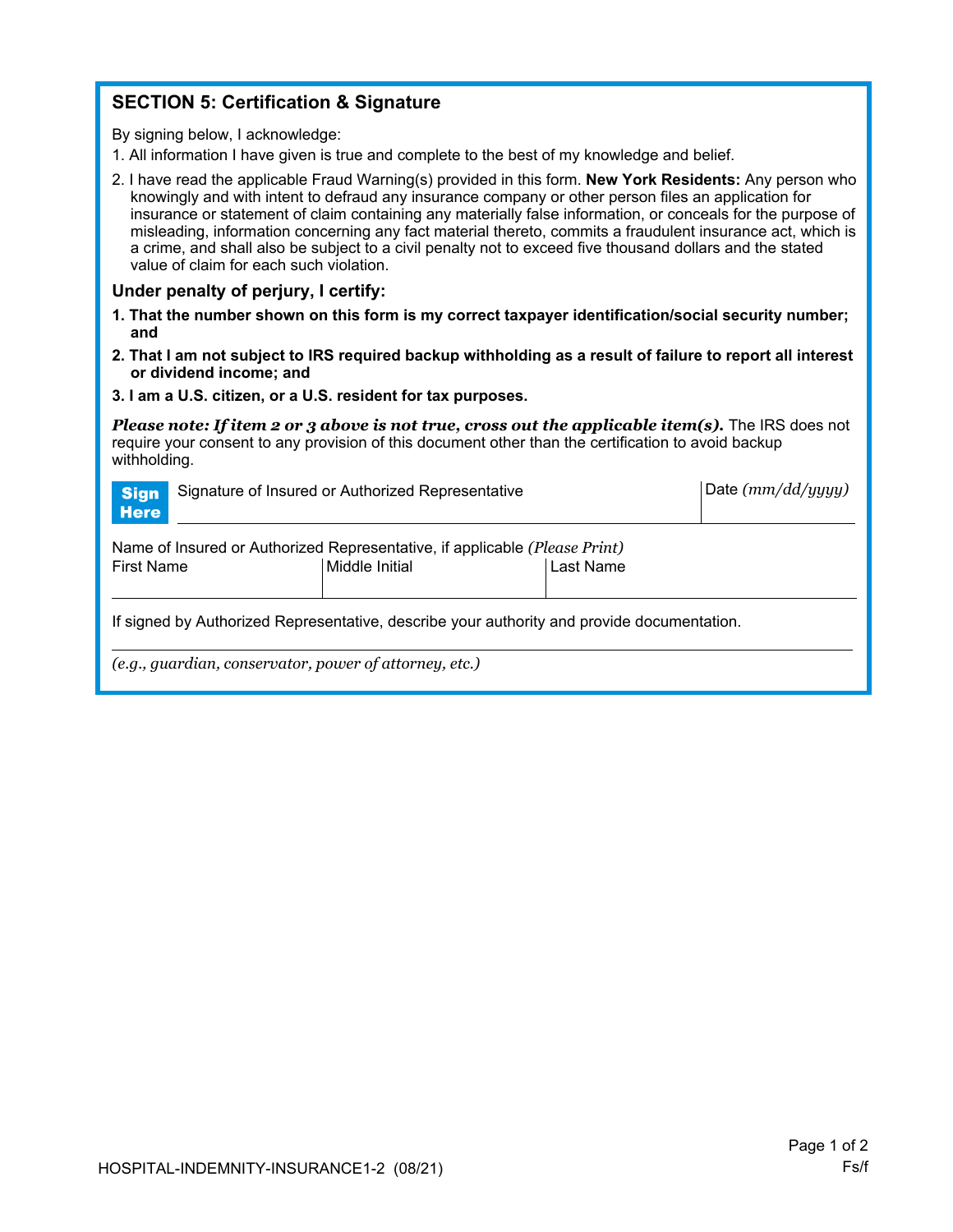## SECTION 5: Certification & Signature

By signing below, I acknowledge:

1. All information I have given is true and complete to the best of my knowledge and belief.
2. I have read the applicable Fraud Warning(s) provided in this form. **New York Residents:** Any person who knowingly and with intent to defraud any insurance company or other person files an application for insurance or statement of claim containing any materially false information, or conceals for the purpose of misleading, information concerning any fact material thereto, commits a fraudulent insurance act, which is a crime, and shall also be subject to a civil penalty not to exceed five thousand dollars and the stated value of claim for each such violation.

**Under penalty of perjury, I certify:**

1. **That the number shown on this form is my correct taxpayer identification/social security number; and**
2. **That I am not subject to IRS required backup withholding as a result of failure to report all interest or dividend income; and**
3. **I am a U.S. citizen, or a U.S. resident for tax purposes.**

***Please note: If item 2 or 3 above is not true, cross out the applicable item(s).*** The IRS does not require your consent to any provision of this document other than the certification to avoid backup withholding.

**Sign Here**

| Signature of Insured or Authorized Representative | Date *(mm/dd/yyyy)* |
| --- | --- |
| | |

Name of Insured or Authorized Representative, if applicable *(Please Print)*

| First Name | Middle Initial | Last Name |
| --- | --- | --- |
| | | |

If signed by Authorized Representative, describe your authority and provide documentation.

_______________________________________________

*(e.g., guardian, conservator, power of attorney, etc.)*

HOSPITAL-INDEMNITY-INSURANCE1-2 (08/21)

Fs/f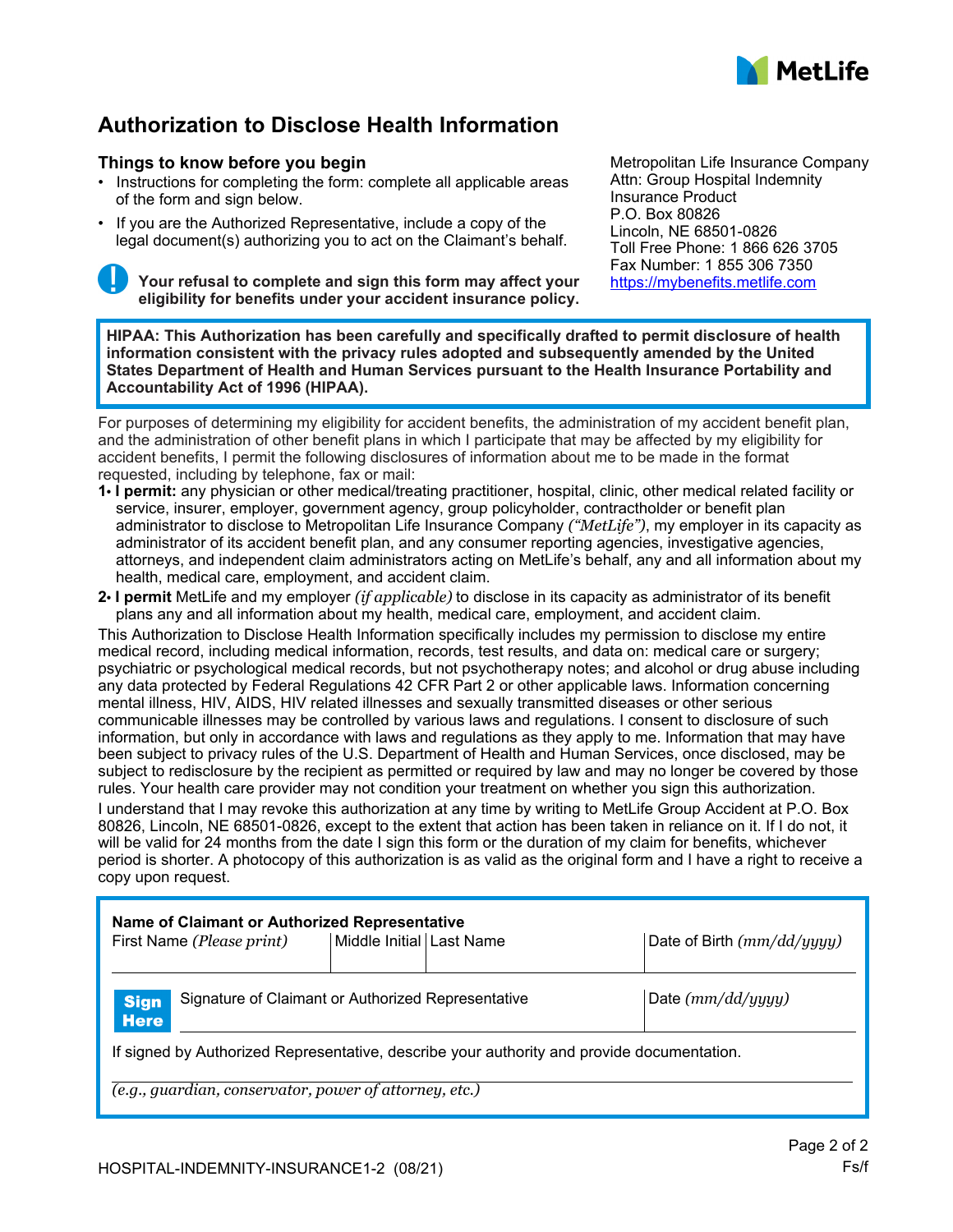MetLife

# Authorization to Disclose Health Information

## Things to know before you begin

- Instructions for completing the form: complete all applicable areas of the form and sign below.
- If you are the Authorized Representative, include a copy of the legal document(s) authorizing you to act on the Claimant's behalf.

**Your refusal to complete and sign this form may affect your eligibility for benefits under your accident insurance policy.**

Metropolitan Life Insurance Company
Attn: Group Hospital Indemnity Insurance Product
P.O. Box 80826
Lincoln, NE 68501-0826
Toll Free Phone: 1 866 626 3705
Fax Number: 1 855 306 7350
https://mybenefits.metlife.com

**HIPAA: This Authorization has been carefully and specifically drafted to permit disclosure of health information consistent with the privacy rules adopted and subsequently amended by the United States Department of Health and Human Services pursuant to the Health Insurance Portability and Accountability Act of 1996 (HIPAA).**

For purposes of determining my eligibility for accident benefits, the administration of my accident benefit plan, and the administration of other benefit plans in which I participate that may be affected by my eligibility for accident benefits, I permit the following disclosures of information about me to be made in the format requested, including by telephone, fax or mail:

1. **I permit:** any physician or other medical/treating practitioner, hospital, clinic, other medical related facility or service, insurer, employer, government agency, group policyholder, contractholder or benefit plan administrator to disclose to Metropolitan Life Insurance Company *("MetLife")*, my employer in its capacity as administrator of its accident benefit plan, and any consumer reporting agencies, investigative agencies, attorneys, and independent claim administrators acting on MetLife's behalf, any and all information about my health, medical care, employment, and accident claim.
2. **I permit** MetLife and my employer *(if applicable)* to disclose in its capacity as administrator of its benefit plans any and all information about my health, medical care, employment, and accident claim.

This Authorization to Disclose Health Information specifically includes my permission to disclose my entire medical record, including medical information, records, test results, and data on: medical care or surgery; psychiatric or psychological medical records, but not psychotherapy notes; and alcohol or drug abuse including any data protected by Federal Regulations 42 CFR Part 2 or other applicable laws. Information concerning mental illness, HIV, AIDS, HIV related illnesses and sexually transmitted diseases or other serious communicable illnesses may be controlled by various laws and regulations. I consent to disclosure of such information, but only in accordance with laws and regulations as they apply to me. Information that may have been subject to privacy rules of the U.S. Department of Health and Human Services, once disclosed, may be subject to redisclosure by the recipient as permitted or required by law and may no longer be covered by those rules. Your health care provider may not condition your treatment on whether you sign this authorization.

I understand that I may revoke this authorization at any time by writing to MetLife Group Accident at P.O. Box 80826, Lincoln, NE 68501-0826, except to the extent that action has been taken in reliance on it. If I do not, it will be valid for 24 months from the date I sign this form or the duration of my claim for benefits, whichever period is shorter. A photocopy of this authorization is as valid as the original form and I have a right to receive a copy upon request.

**Name of Claimant or Authorized Representative**

| First Name *(Please print)* | Middle Initial | Last Name | Date of Birth *(mm/dd/yyyy)* |
|---|---|---|---|
| | | | |

**Sign Here** Signature of Claimant or Authorized Representative ____________________ Date *(mm/dd/yyyy)* __________

If signed by Authorized Representative, describe your authority and provide documentation.

____________________________________________

*(e.g., guardian, conservator, power of attorney, etc.)*

HOSPITAL-INDEMNITY-INSURANCE1-2 (08/21)

Fs/f